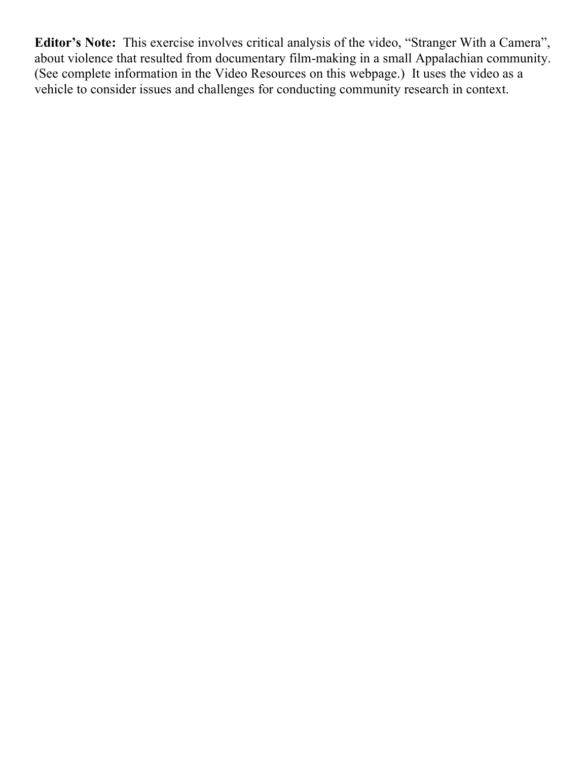**Editor's Note:** This exercise involves critical analysis of the video, "Stranger With a Camera", about violence that resulted from documentary film-making in a small Appalachian community. (See complete information in the Video Resources on this webpage.) It uses the video as a vehicle to consider issues and challenges for conducting community research in context.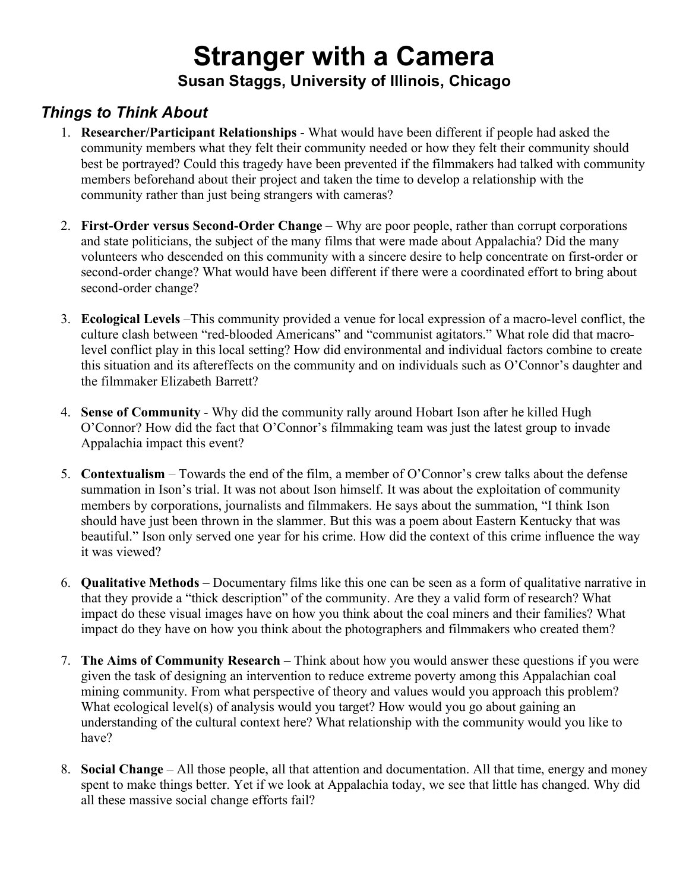# Stranger with a Camera

## Susan Staggs, University of Illinois, Chicago

### *Things to Think About*

1. **Researcher/Participant Relationships** - What would have been different if people had asked the community members what they felt their community needed or how they felt their community should best be portrayed? Could this tragedy have been prevented if the filmmakers had talked with community members beforehand about their project and taken the time to develop a relationship with the community rather than just being strangers with cameras?

2. **First-Order versus Second-Order Change** – Why are poor people, rather than corrupt corporations and state politicians, the subject of the many films that were made about Appalachia? Did the many volunteers who descended on this community with a sincere desire to help concentrate on first-order or second-order change? What would have been different if there were a coordinated effort to bring about second-order change?

3. **Ecological Levels** –This community provided a venue for local expression of a macro-level conflict, the culture clash between "red-blooded Americans" and "communist agitators." What role did that macro-level conflict play in this local setting? How did environmental and individual factors combine to create this situation and its aftereffects on the community and on individuals such as O'Connor's daughter and the filmmaker Elizabeth Barrett?

4. **Sense of Community** - Why did the community rally around Hobart Ison after he killed Hugh O'Connor? How did the fact that O'Connor's filmmaking team was just the latest group to invade Appalachia impact this event?

5. **Contextualism** – Towards the end of the film, a member of O'Connor's crew talks about the defense summation in Ison's trial. It was not about Ison himself. It was about the exploitation of community members by corporations, journalists and filmmakers. He says about the summation, "I think Ison should have just been thrown in the slammer. But this was a poem about Eastern Kentucky that was beautiful." Ison only served one year for his crime. How did the context of this crime influence the way it was viewed?

6. **Qualitative Methods** – Documentary films like this one can be seen as a form of qualitative narrative in that they provide a "thick description" of the community. Are they a valid form of research? What impact do these visual images have on how you think about the coal miners and their families? What impact do they have on how you think about the photographers and filmmakers who created them?

7. **The Aims of Community Research** – Think about how you would answer these questions if you were given the task of designing an intervention to reduce extreme poverty among this Appalachian coal mining community. From what perspective of theory and values would you approach this problem? What ecological level(s) of analysis would you target? How would you go about gaining an understanding of the cultural context here? What relationship with the community would you like to have?

8. **Social Change** – All those people, all that attention and documentation. All that time, energy and money spent to make things better. Yet if we look at Appalachia today, we see that little has changed. Why did all these massive social change efforts fail?